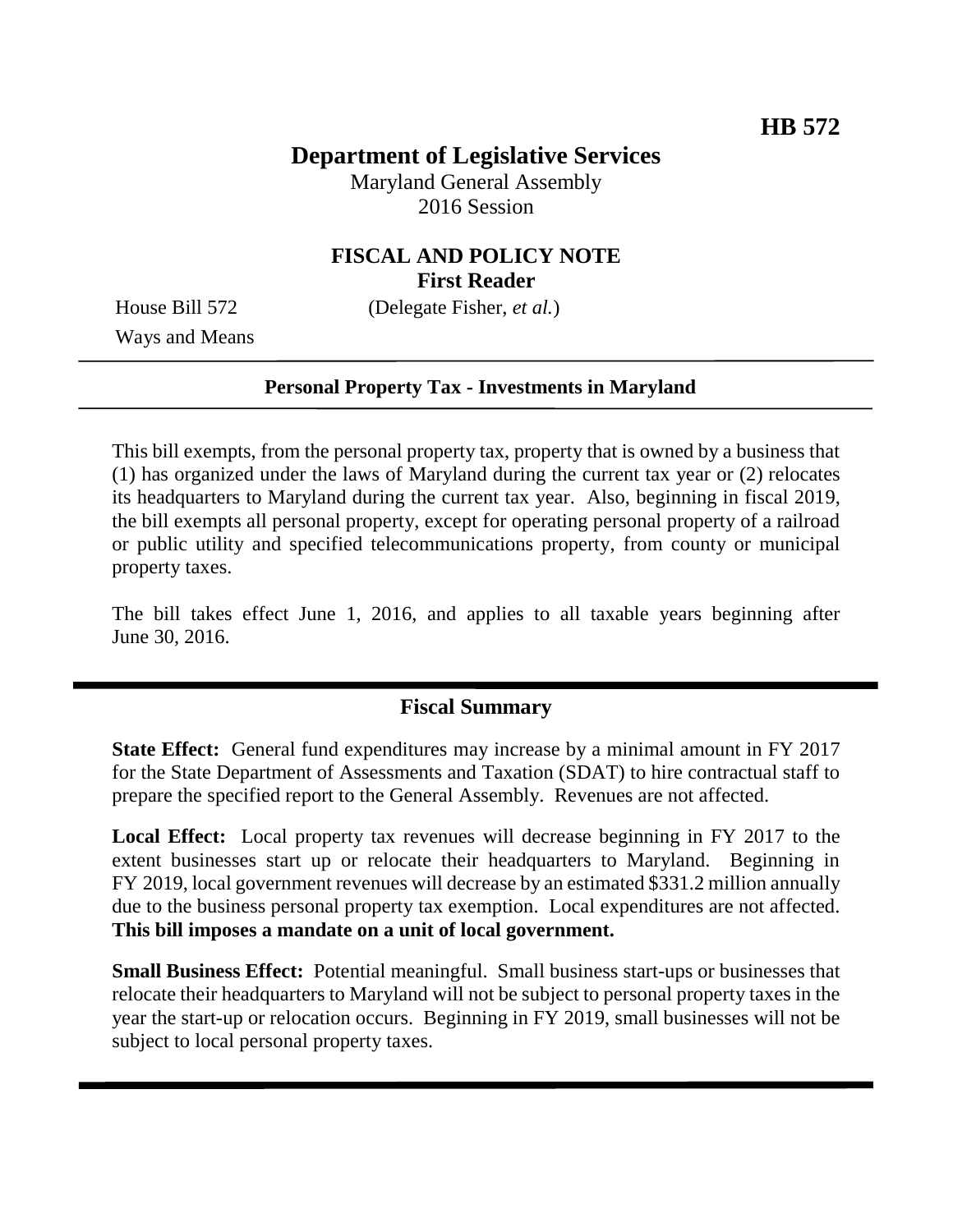**HB 572**

# Department of Legislative Services

Maryland General Assembly
2016 Session

## FISCAL AND POLICY NOTE
**First Reader**

House Bill 572 (Delegate Fisher, *et al.*)
Ways and Means

---

**Personal Property Tax - Investments in Maryland**

---

This bill exempts, from the personal property tax, property that is owned by a business that (1) has organized under the laws of Maryland during the current tax year or (2) relocates its headquarters to Maryland during the current tax year. Also, beginning in fiscal 2019, the bill exempts all personal property, except for operating personal property of a railroad or public utility and specified telecommunications property, from county or municipal property taxes.

The bill takes effect June 1, 2016, and applies to all taxable years beginning after June 30, 2016.

---

## Fiscal Summary

**State Effect:** General fund expenditures may increase by a minimal amount in FY 2017 for the State Department of Assessments and Taxation (SDAT) to hire contractual staff to prepare the specified report to the General Assembly. Revenues are not affected.

**Local Effect:** Local property tax revenues will decrease beginning in FY 2017 to the extent businesses start up or relocate their headquarters to Maryland. Beginning in FY 2019, local government revenues will decrease by an estimated $331.2 million annually due to the business personal property tax exemption. Local expenditures are not affected. **This bill imposes a mandate on a unit of local government.**

**Small Business Effect:** Potential meaningful. Small business start-ups or businesses that relocate their headquarters to Maryland will not be subject to personal property taxes in the year the start-up or relocation occurs. Beginning in FY 2019, small businesses will not be subject to local personal property taxes.

---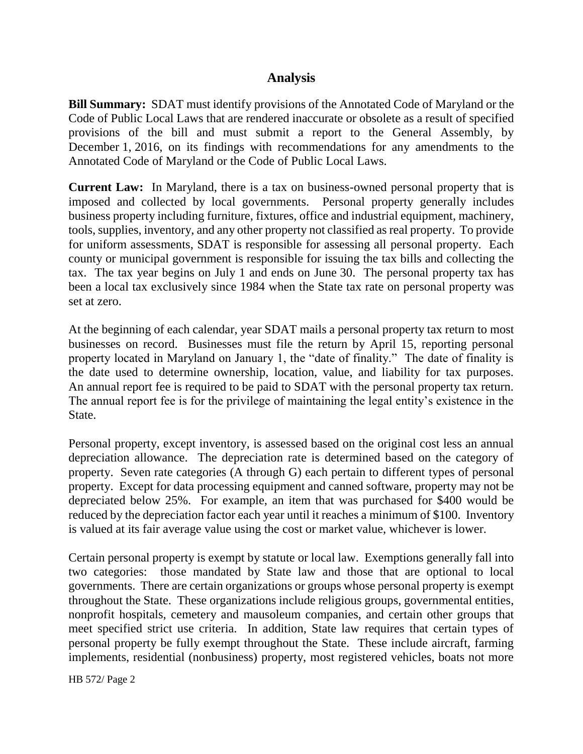## Analysis

**Bill Summary:** SDAT must identify provisions of the Annotated Code of Maryland or the Code of Public Local Laws that are rendered inaccurate or obsolete as a result of specified provisions of the bill and must submit a report to the General Assembly, by December 1, 2016, on its findings with recommendations for any amendments to the Annotated Code of Maryland or the Code of Public Local Laws.

**Current Law:** In Maryland, there is a tax on business-owned personal property that is imposed and collected by local governments. Personal property generally includes business property including furniture, fixtures, office and industrial equipment, machinery, tools, supplies, inventory, and any other property not classified as real property. To provide for uniform assessments, SDAT is responsible for assessing all personal property. Each county or municipal government is responsible for issuing the tax bills and collecting the tax. The tax year begins on July 1 and ends on June 30. The personal property tax has been a local tax exclusively since 1984 when the State tax rate on personal property was set at zero.

At the beginning of each calendar, year SDAT mails a personal property tax return to most businesses on record. Businesses must file the return by April 15, reporting personal property located in Maryland on January 1, the "date of finality." The date of finality is the date used to determine ownership, location, value, and liability for tax purposes. An annual report fee is required to be paid to SDAT with the personal property tax return. The annual report fee is for the privilege of maintaining the legal entity's existence in the State.

Personal property, except inventory, is assessed based on the original cost less an annual depreciation allowance. The depreciation rate is determined based on the category of property. Seven rate categories (A through G) each pertain to different types of personal property. Except for data processing equipment and canned software, property may not be depreciated below 25%. For example, an item that was purchased for $400 would be reduced by the depreciation factor each year until it reaches a minimum of $100. Inventory is valued at its fair average value using the cost or market value, whichever is lower.

Certain personal property is exempt by statute or local law. Exemptions generally fall into two categories: those mandated by State law and those that are optional to local governments. There are certain organizations or groups whose personal property is exempt throughout the State. These organizations include religious groups, governmental entities, nonprofit hospitals, cemetery and mausoleum companies, and certain other groups that meet specified strict use criteria. In addition, State law requires that certain types of personal property be fully exempt throughout the State. These include aircraft, farming implements, residential (nonbusiness) property, most registered vehicles, boats not more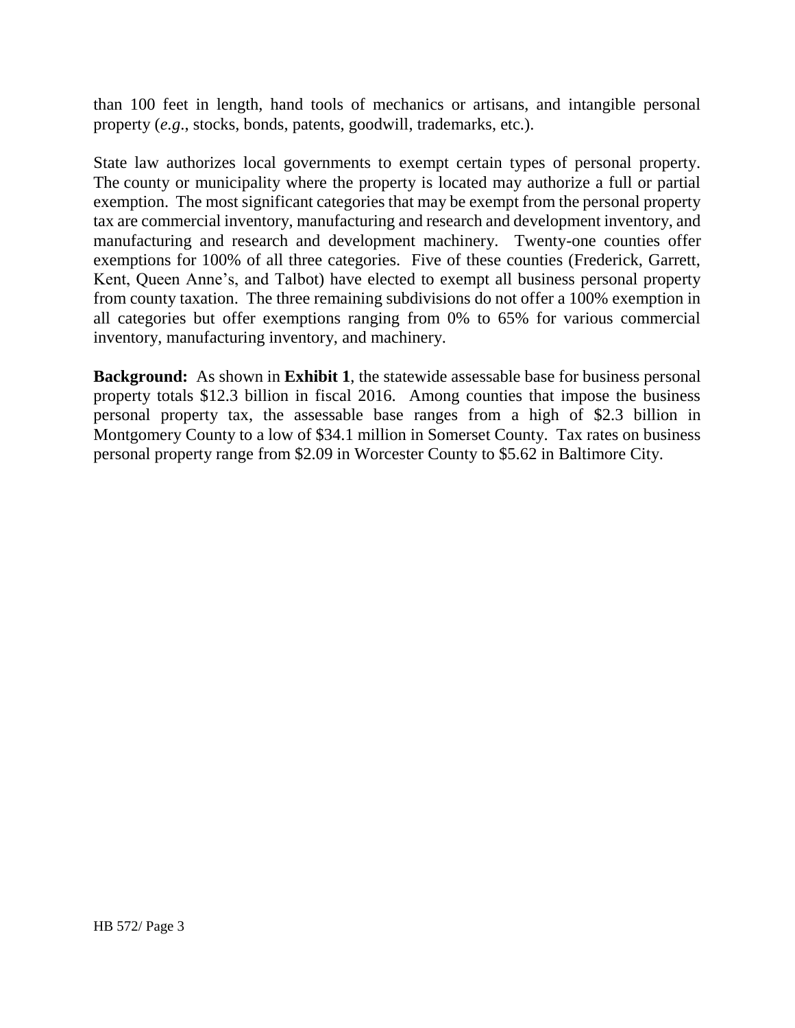than 100 feet in length, hand tools of mechanics or artisans, and intangible personal property (*e.g.*, stocks, bonds, patents, goodwill, trademarks, etc.).

State law authorizes local governments to exempt certain types of personal property. The county or municipality where the property is located may authorize a full or partial exemption. The most significant categories that may be exempt from the personal property tax are commercial inventory, manufacturing and research and development inventory, and manufacturing and research and development machinery. Twenty-one counties offer exemptions for 100% of all three categories. Five of these counties (Frederick, Garrett, Kent, Queen Anne's, and Talbot) have elected to exempt all business personal property from county taxation. The three remaining subdivisions do not offer a 100% exemption in all categories but offer exemptions ranging from 0% to 65% for various commercial inventory, manufacturing inventory, and machinery.

**Background:** As shown in **Exhibit 1**, the statewide assessable base for business personal property totals $12.3 billion in fiscal 2016. Among counties that impose the business personal property tax, the assessable base ranges from a high of $2.3 billion in Montgomery County to a low of $34.1 million in Somerset County. Tax rates on business personal property range from $2.09 in Worcester County to $5.62 in Baltimore City.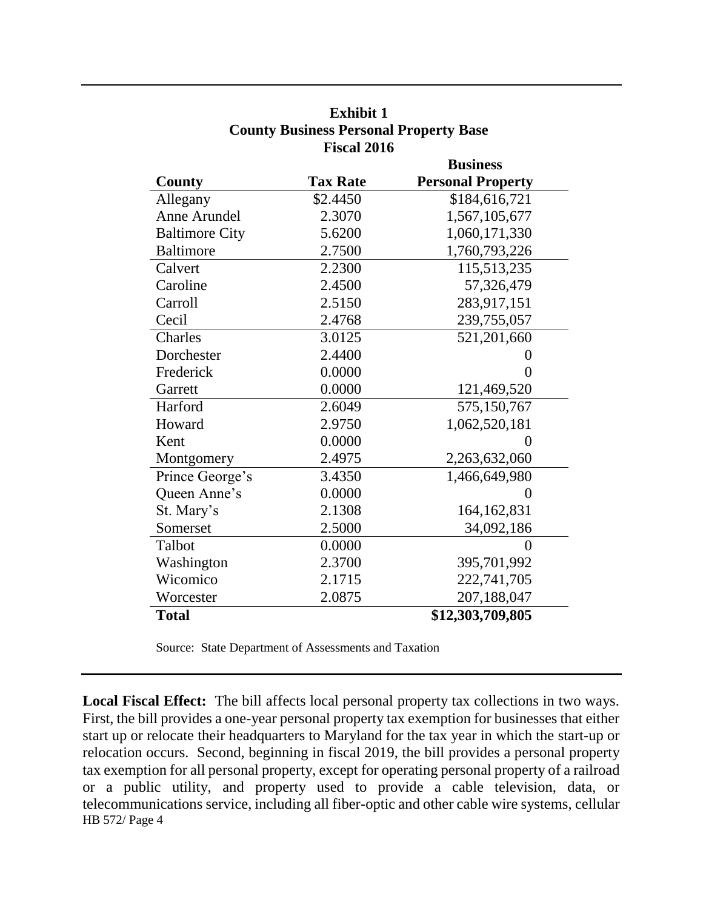**Exhibit 1**
**County Business Personal Property Base**
**Fiscal 2016**

| County | Tax Rate | Business Personal Property |
|---|---|---|
| Allegany | $2.4450 | $184,616,721 |
| Anne Arundel | 2.3070 | 1,567,105,677 |
| Baltimore City | 5.6200 | 1,060,171,330 |
| Baltimore | 2.7500 | 1,760,793,226 |
| Calvert | 2.2300 | 115,513,235 |
| Caroline | 2.4500 | 57,326,479 |
| Carroll | 2.5150 | 283,917,151 |
| Cecil | 2.4768 | 239,755,057 |
| Charles | 3.0125 | 521,201,660 |
| Dorchester | 2.4400 | 0 |
| Frederick | 0.0000 | 0 |
| Garrett | 0.0000 | 121,469,520 |
| Harford | 2.6049 | 575,150,767 |
| Howard | 2.9750 | 1,062,520,181 |
| Kent | 0.0000 | 0 |
| Montgomery | 2.4975 | 2,263,632,060 |
| Prince George's | 3.4350 | 1,466,649,980 |
| Queen Anne's | 0.0000 | 0 |
| St. Mary's | 2.1308 | 164,162,831 |
| Somerset | 2.5000 | 34,092,186 |
| Talbot | 0.0000 | 0 |
| Washington | 2.3700 | 395,701,992 |
| Wicomico | 2.1715 | 222,741,705 |
| Worcester | 2.0875 | 207,188,047 |
| **Total** | | **$12,303,709,805** |

Source: State Department of Assessments and Taxation

**Local Fiscal Effect:** The bill affects local personal property tax collections in two ways. First, the bill provides a one-year personal property tax exemption for businesses that either start up or relocate their headquarters to Maryland for the tax year in which the start-up or relocation occurs. Second, beginning in fiscal 2019, the bill provides a personal property tax exemption for all personal property, except for operating personal property of a railroad or a public utility, and property used to provide a cable television, data, or telecommunications service, including all fiber-optic and other cable wire systems, cellular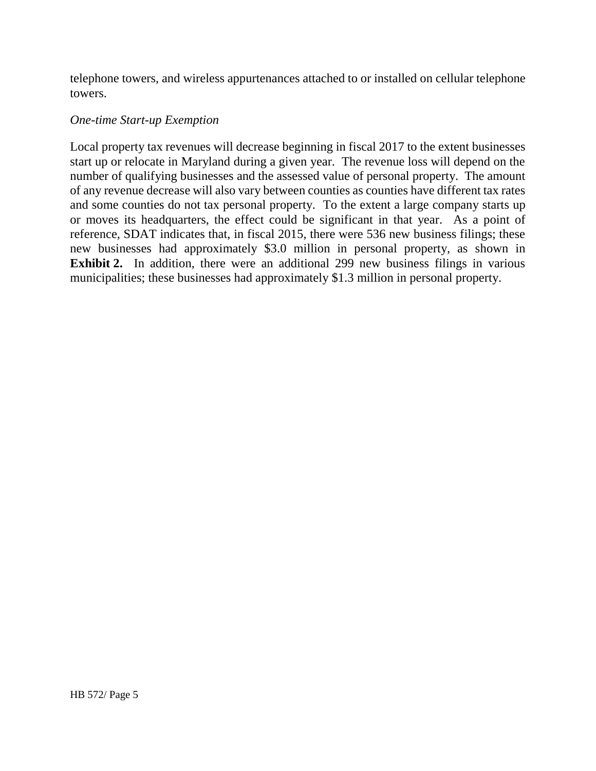telephone towers, and wireless appurtenances attached to or installed on cellular telephone towers.

*One-time Start-up Exemption*

Local property tax revenues will decrease beginning in fiscal 2017 to the extent businesses start up or relocate in Maryland during a given year. The revenue loss will depend on the number of qualifying businesses and the assessed value of personal property. The amount of any revenue decrease will also vary between counties as counties have different tax rates and some counties do not tax personal property. To the extent a large company starts up or moves its headquarters, the effect could be significant in that year. As a point of reference, SDAT indicates that, in fiscal 2015, there were 536 new business filings; these new businesses had approximately $3.0 million in personal property, as shown in **Exhibit 2.** In addition, there were an additional 299 new business filings in various municipalities; these businesses had approximately $1.3 million in personal property.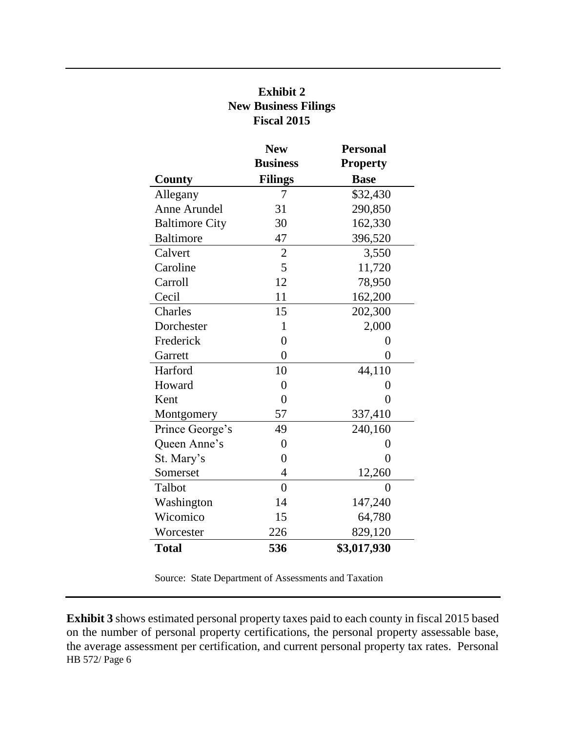**Exhibit 2**
**New Business Filings**
**Fiscal 2015**

| County | New Business Filings | Personal Property Base |
|---|---|---|
| Allegany | 7 | $32,430 |
| Anne Arundel | 31 | 290,850 |
| Baltimore City | 30 | 162,330 |
| Baltimore | 47 | 396,520 |
| Calvert | 2 | 3,550 |
| Caroline | 5 | 11,720 |
| Carroll | 12 | 78,950 |
| Cecil | 11 | 162,200 |
| Charles | 15 | 202,300 |
| Dorchester | 1 | 2,000 |
| Frederick | 0 | 0 |
| Garrett | 0 | 0 |
| Harford | 10 | 44,110 |
| Howard | 0 | 0 |
| Kent | 0 | 0 |
| Montgomery | 57 | 337,410 |
| Prince George's | 49 | 240,160 |
| Queen Anne's | 0 | 0 |
| St. Mary's | 0 | 0 |
| Somerset | 4 | 12,260 |
| Talbot | 0 | 0 |
| Washington | 14 | 147,240 |
| Wicomico | 15 | 64,780 |
| Worcester | 226 | 829,120 |
| **Total** | **536** | **$3,017,930** |

Source: State Department of Assessments and Taxation

**Exhibit 3** shows estimated personal property taxes paid to each county in fiscal 2015 based on the number of personal property certifications, the personal property assessable base, the average assessment per certification, and current personal property tax rates. Personal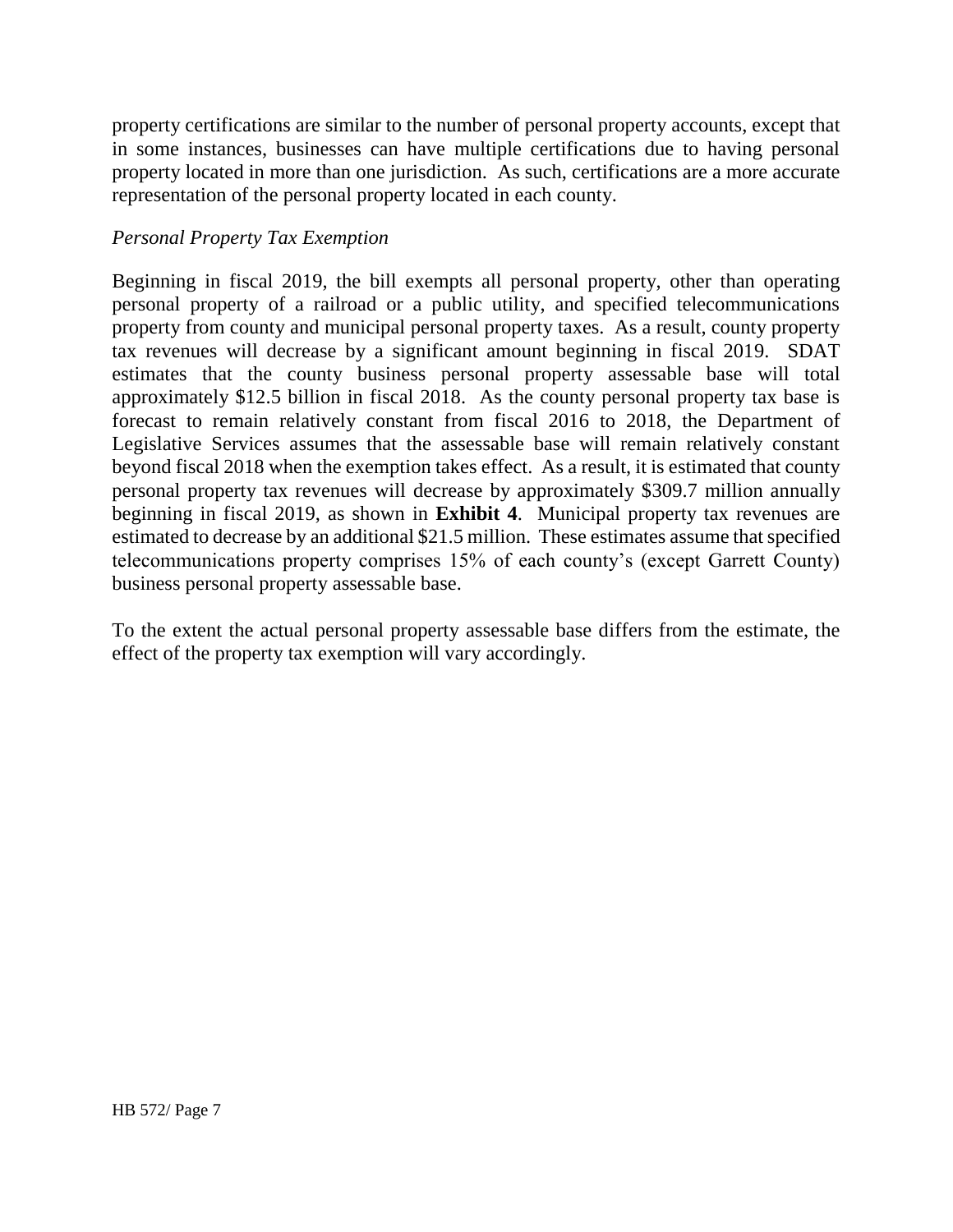property certifications are similar to the number of personal property accounts, except that in some instances, businesses can have multiple certifications due to having personal property located in more than one jurisdiction. As such, certifications are a more accurate representation of the personal property located in each county.

*Personal Property Tax Exemption*

Beginning in fiscal 2019, the bill exempts all personal property, other than operating personal property of a railroad or a public utility, and specified telecommunications property from county and municipal personal property taxes. As a result, county property tax revenues will decrease by a significant amount beginning in fiscal 2019. SDAT estimates that the county business personal property assessable base will total approximately $12.5 billion in fiscal 2018. As the county personal property tax base is forecast to remain relatively constant from fiscal 2016 to 2018, the Department of Legislative Services assumes that the assessable base will remain relatively constant beyond fiscal 2018 when the exemption takes effect. As a result, it is estimated that county personal property tax revenues will decrease by approximately $309.7 million annually beginning in fiscal 2019, as shown in **Exhibit 4**. Municipal property tax revenues are estimated to decrease by an additional $21.5 million. These estimates assume that specified telecommunications property comprises 15% of each county's (except Garrett County) business personal property assessable base.

To the extent the actual personal property assessable base differs from the estimate, the effect of the property tax exemption will vary accordingly.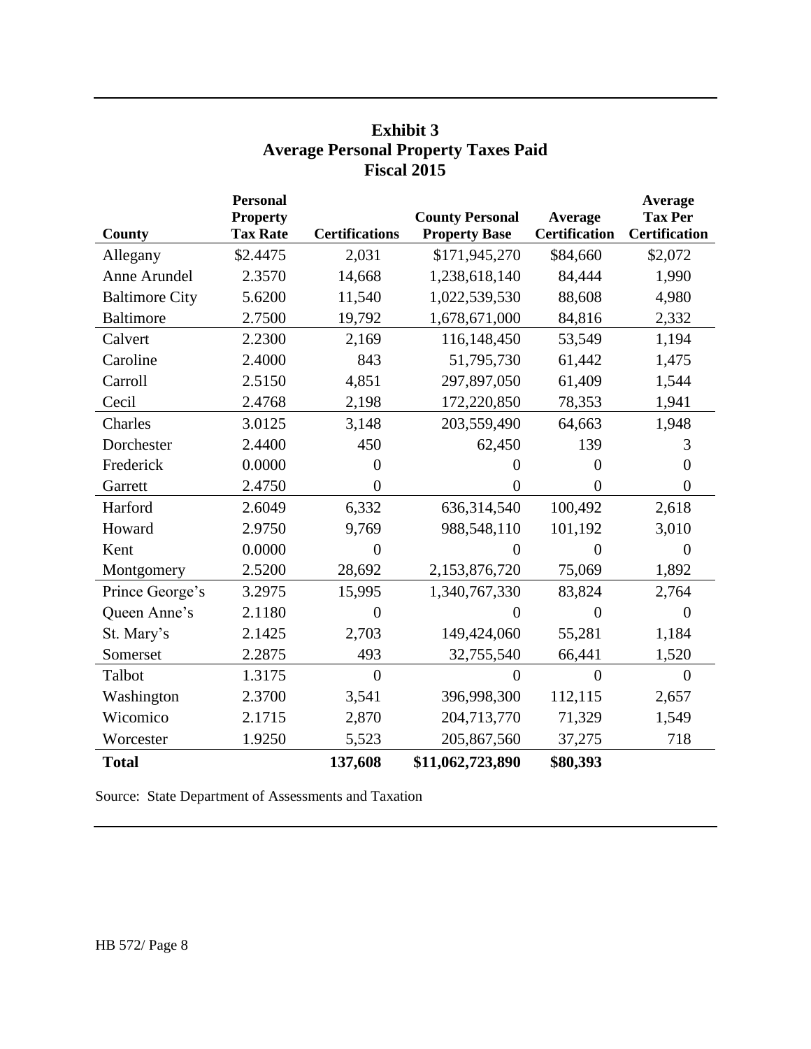**Exhibit 3**
**Average Personal Property Taxes Paid**
**Fiscal 2015**

| County | Personal Property Tax Rate | Certifications | County Personal Property Base | Average Certification | Average Tax Per Certification |
|---|---|---|---|---|---|
| Allegany | $2.4475 | 2,031 | $171,945,270 | $84,660 | $2,072 |
| Anne Arundel | 2.3570 | 14,668 | 1,238,618,140 | 84,444 | 1,990 |
| Baltimore City | 5.6200 | 11,540 | 1,022,539,530 | 88,608 | 4,980 |
| Baltimore | 2.7500 | 19,792 | 1,678,671,000 | 84,816 | 2,332 |
| Calvert | 2.2300 | 2,169 | 116,148,450 | 53,549 | 1,194 |
| Caroline | 2.4000 | 843 | 51,795,730 | 61,442 | 1,475 |
| Carroll | 2.5150 | 4,851 | 297,897,050 | 61,409 | 1,544 |
| Cecil | 2.4768 | 2,198 | 172,220,850 | 78,353 | 1,941 |
| Charles | 3.0125 | 3,148 | 203,559,490 | 64,663 | 1,948 |
| Dorchester | 2.4400 | 450 | 62,450 | 139 | 3 |
| Frederick | 0.0000 | 0 | 0 | 0 | 0 |
| Garrett | 2.4750 | 0 | 0 | 0 | 0 |
| Harford | 2.6049 | 6,332 | 636,314,540 | 100,492 | 2,618 |
| Howard | 2.9750 | 9,769 | 988,548,110 | 101,192 | 3,010 |
| Kent | 0.0000 | 0 | 0 | 0 | 0 |
| Montgomery | 2.5200 | 28,692 | 2,153,876,720 | 75,069 | 1,892 |
| Prince George's | 3.2975 | 15,995 | 1,340,767,330 | 83,824 | 2,764 |
| Queen Anne's | 2.1180 | 0 | 0 | 0 | 0 |
| St. Mary's | 2.1425 | 2,703 | 149,424,060 | 55,281 | 1,184 |
| Somerset | 2.2875 | 493 | 32,755,540 | 66,441 | 1,520 |
| Talbot | 1.3175 | 0 | 0 | 0 | 0 |
| Washington | 2.3700 | 3,541 | 396,998,300 | 112,115 | 2,657 |
| Wicomico | 2.1715 | 2,870 | 204,713,770 | 71,329 | 1,549 |
| Worcester | 1.9250 | 5,523 | 205,867,560 | 37,275 | 718 |
| **Total** | | **137,608** | **$11,062,723,890** | **$80,393** | |

Source: State Department of Assessments and Taxation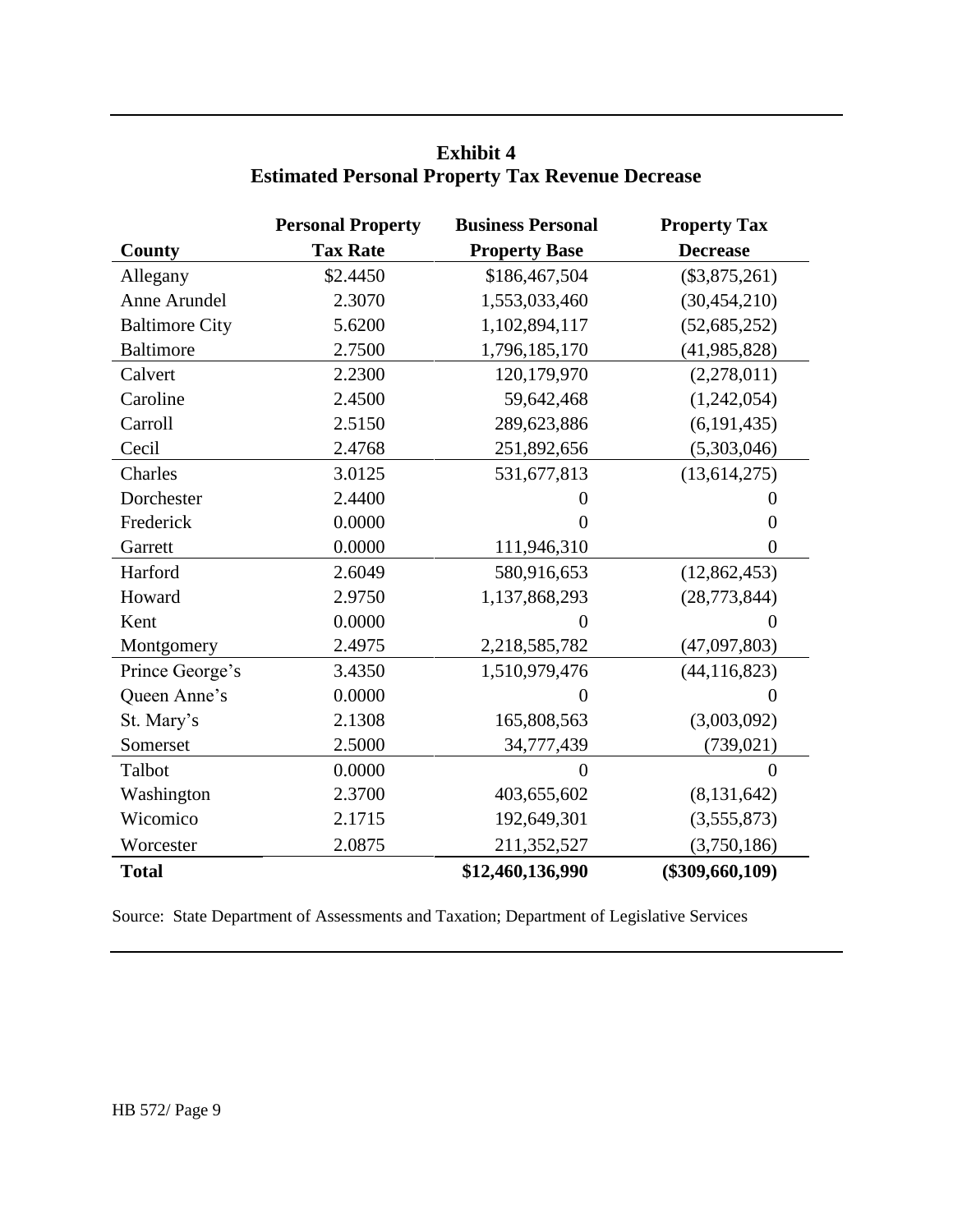**Exhibit 4**
**Estimated Personal Property Tax Revenue Decrease**

| County | Personal Property Tax Rate | Business Personal Property Base | Property Tax Decrease |
|---|---|---|---|
| Allegany | $2.4450 | $186,467,504 | ($3,875,261) |
| Anne Arundel | 2.3070 | 1,553,033,460 | (30,454,210) |
| Baltimore City | 5.6200 | 1,102,894,117 | (52,685,252) |
| Baltimore | 2.7500 | 1,796,185,170 | (41,985,828) |
| Calvert | 2.2300 | 120,179,970 | (2,278,011) |
| Caroline | 2.4500 | 59,642,468 | (1,242,054) |
| Carroll | 2.5150 | 289,623,886 | (6,191,435) |
| Cecil | 2.4768 | 251,892,656 | (5,303,046) |
| Charles | 3.0125 | 531,677,813 | (13,614,275) |
| Dorchester | 2.4400 | 0 | 0 |
| Frederick | 0.0000 | 0 | 0 |
| Garrett | 0.0000 | 111,946,310 | 0 |
| Harford | 2.6049 | 580,916,653 | (12,862,453) |
| Howard | 2.9750 | 1,137,868,293 | (28,773,844) |
| Kent | 0.0000 | 0 | 0 |
| Montgomery | 2.4975 | 2,218,585,782 | (47,097,803) |
| Prince George's | 3.4350 | 1,510,979,476 | (44,116,823) |
| Queen Anne's | 0.0000 | 0 | 0 |
| St. Mary's | 2.1308 | 165,808,563 | (3,003,092) |
| Somerset | 2.5000 | 34,777,439 | (739,021) |
| Talbot | 0.0000 | 0 | 0 |
| Washington | 2.3700 | 403,655,602 | (8,131,642) |
| Wicomico | 2.1715 | 192,649,301 | (3,555,873) |
| Worcester | 2.0875 | 211,352,527 | (3,750,186) |
| **Total** | | **$12,460,136,990** | **($309,660,109)** |

Source: State Department of Assessments and Taxation; Department of Legislative Services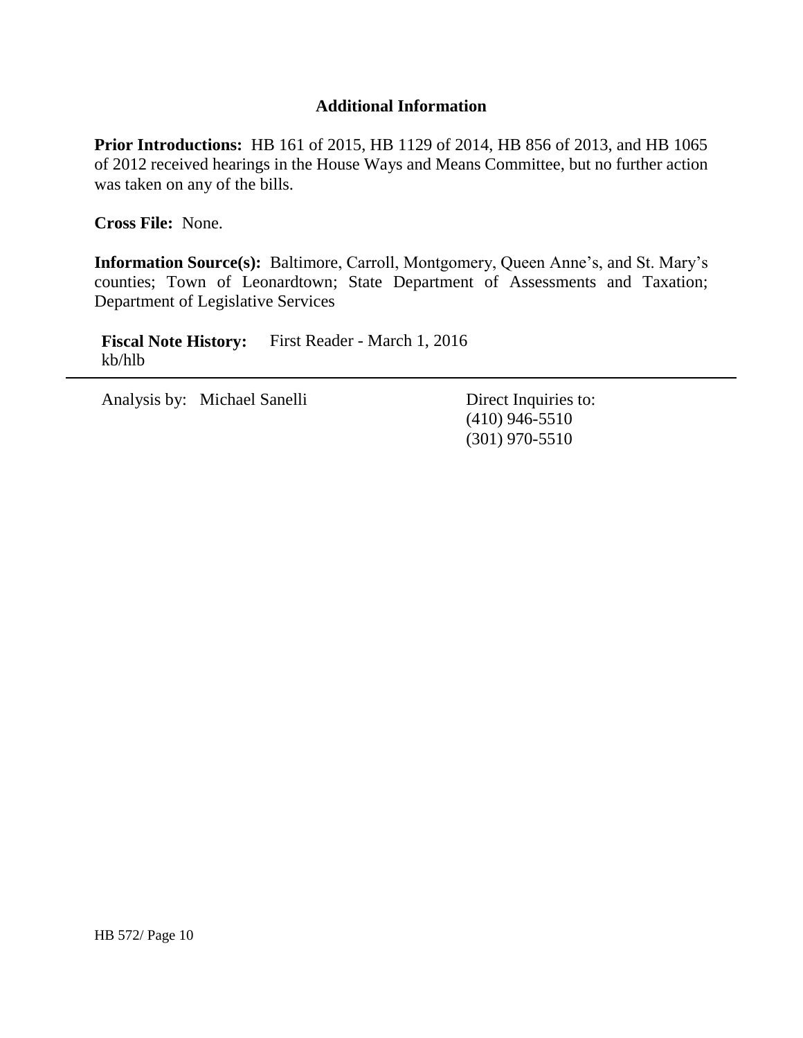## Additional Information

**Prior Introductions:** HB 161 of 2015, HB 1129 of 2014, HB 856 of 2013, and HB 1065 of 2012 received hearings in the House Ways and Means Committee, but no further action was taken on any of the bills.

**Cross File:** None.

**Information Source(s):** Baltimore, Carroll, Montgomery, Queen Anne's, and St. Mary's counties; Town of Leonardtown; State Department of Assessments and Taxation; Department of Legislative Services

**Fiscal Note History:** First Reader - March 1, 2016
kb/hlb

---

Analysis by: Michael Sanelli

Direct Inquiries to:
(410) 946-5510
(301) 970-5510